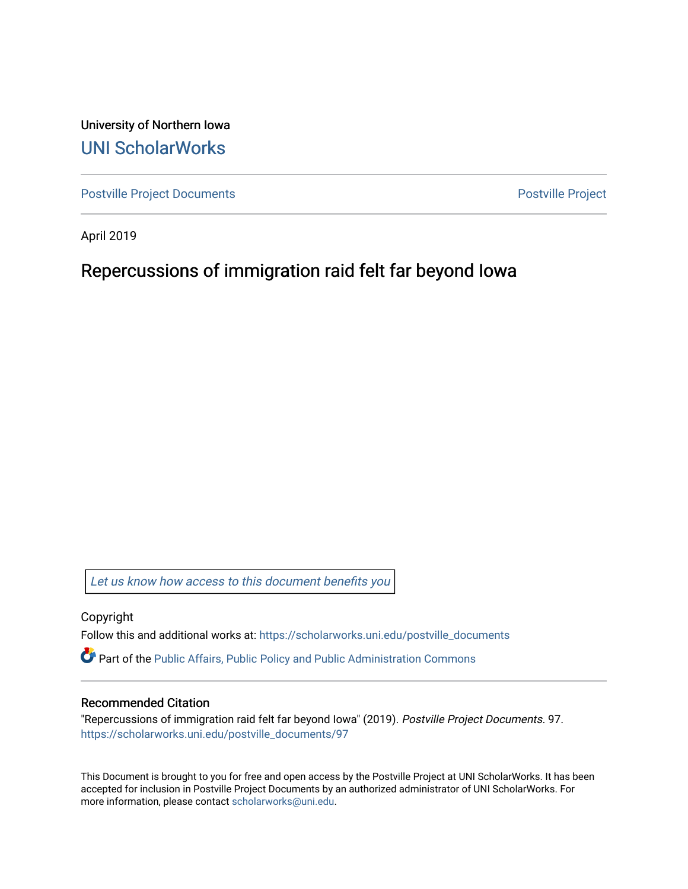University of Northern Iowa

# UNI ScholarWorks

Postville Project Documents | Postville Project

April 2019

## Repercussions of immigration raid felt far beyond Iowa

*Let us know how access to this document benefits you*

Copyright

Follow this and additional works at: https://scholarworks.uni.edu/postville_documents

Part of the Public Affairs, Public Policy and Public Administration Commons

### Recommended Citation

"Repercussions of immigration raid felt far beyond Iowa" (2019). *Postville Project Documents*. 97.
https://scholarworks.uni.edu/postville_documents/97

This Document is brought to you for free and open access by the Postville Project at UNI ScholarWorks. It has been accepted for inclusion in Postville Project Documents by an authorized administrator of UNI ScholarWorks. For more information, please contact scholarworks@uni.edu.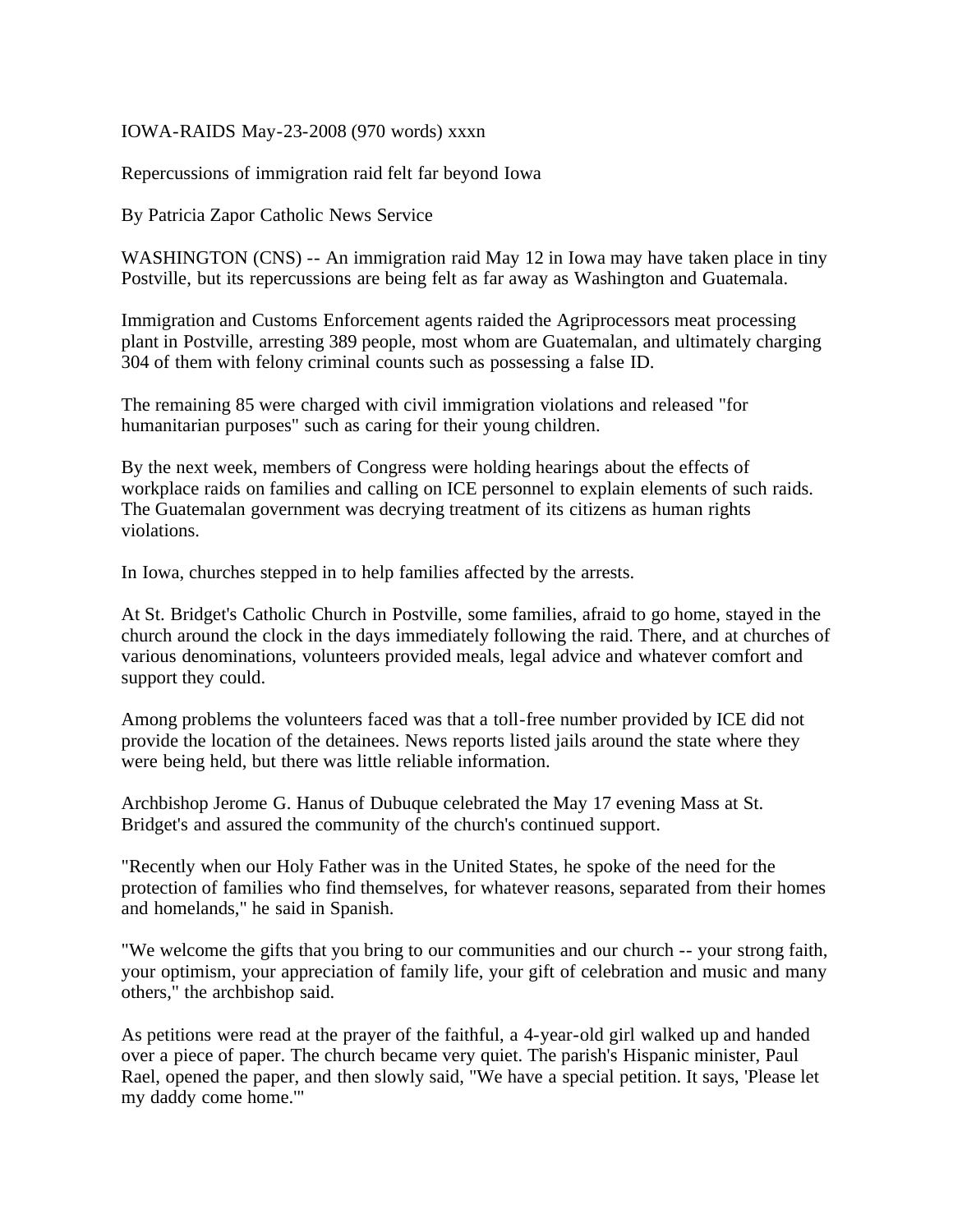IOWA-RAIDS May-23-2008 (970 words) xxxn

Repercussions of immigration raid felt far beyond Iowa

By Patricia Zapor Catholic News Service

WASHINGTON (CNS) -- An immigration raid May 12 in Iowa may have taken place in tiny Postville, but its repercussions are being felt as far away as Washington and Guatemala.

Immigration and Customs Enforcement agents raided the Agriprocessors meat processing plant in Postville, arresting 389 people, most whom are Guatemalan, and ultimately charging 304 of them with felony criminal counts such as possessing a false ID.

The remaining 85 were charged with civil immigration violations and released "for humanitarian purposes" such as caring for their young children.

By the next week, members of Congress were holding hearings about the effects of workplace raids on families and calling on ICE personnel to explain elements of such raids. The Guatemalan government was decrying treatment of its citizens as human rights violations.

In Iowa, churches stepped in to help families affected by the arrests.

At St. Bridget's Catholic Church in Postville, some families, afraid to go home, stayed in the church around the clock in the days immediately following the raid. There, and at churches of various denominations, volunteers provided meals, legal advice and whatever comfort and support they could.

Among problems the volunteers faced was that a toll-free number provided by ICE did not provide the location of the detainees. News reports listed jails around the state where they were being held, but there was little reliable information.

Archbishop Jerome G. Hanus of Dubuque celebrated the May 17 evening Mass at St. Bridget's and assured the community of the church's continued support.

"Recently when our Holy Father was in the United States, he spoke of the need for the protection of families who find themselves, for whatever reasons, separated from their homes and homelands," he said in Spanish.

"We welcome the gifts that you bring to our communities and our church -- your strong faith, your optimism, your appreciation of family life, your gift of celebration and music and many others," the archbishop said.

As petitions were read at the prayer of the faithful, a 4-year-old girl walked up and handed over a piece of paper. The church became very quiet. The parish's Hispanic minister, Paul Rael, opened the paper, and then slowly said, "We have a special petition. It says, 'Please let my daddy come home.'"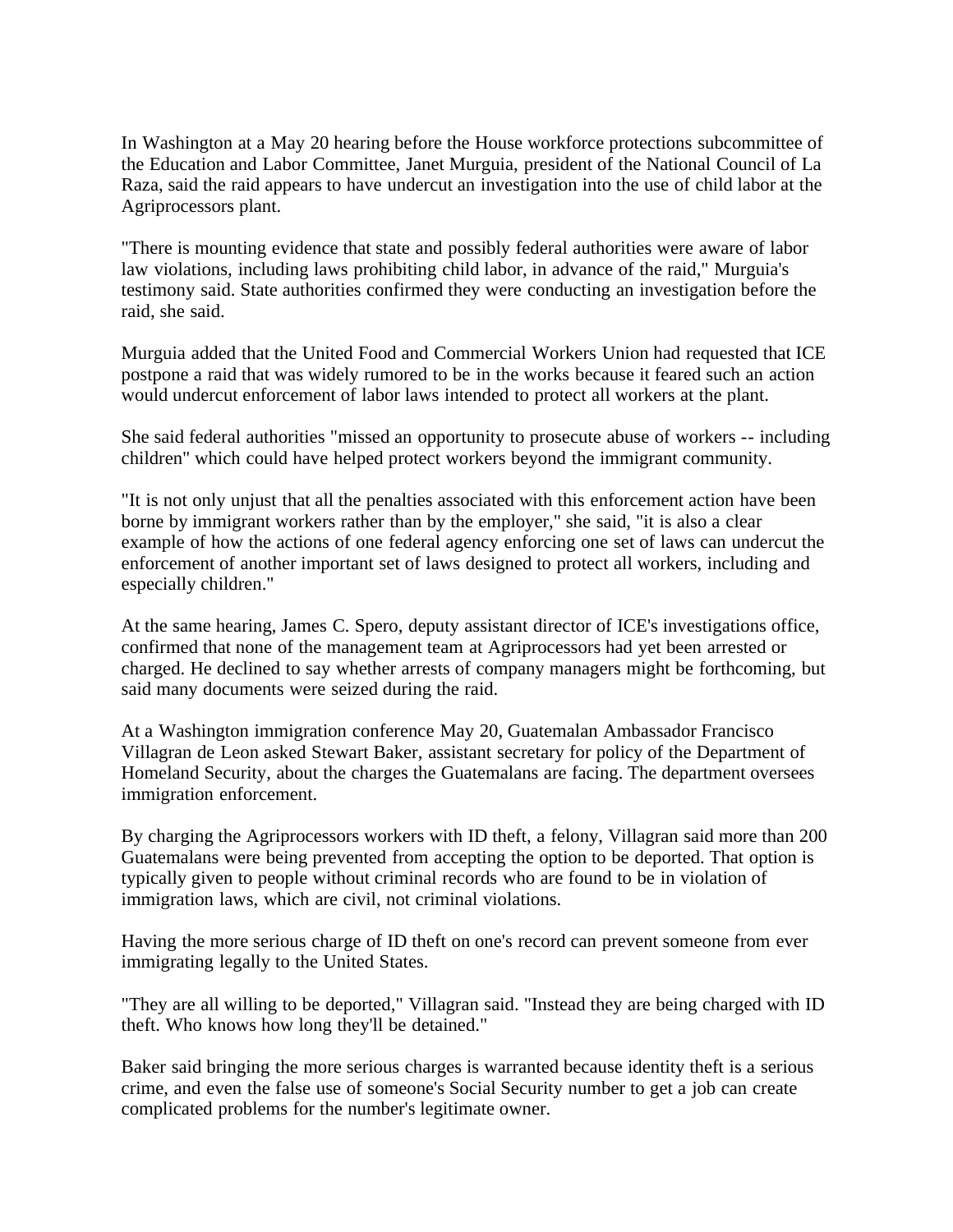In Washington at a May 20 hearing before the House workforce protections subcommittee of the Education and Labor Committee, Janet Murguia, president of the National Council of La Raza, said the raid appears to have undercut an investigation into the use of child labor at the Agriprocessors plant.

"There is mounting evidence that state and possibly federal authorities were aware of labor law violations, including laws prohibiting child labor, in advance of the raid," Murguia's testimony said. State authorities confirmed they were conducting an investigation before the raid, she said.

Murguia added that the United Food and Commercial Workers Union had requested that ICE postpone a raid that was widely rumored to be in the works because it feared such an action would undercut enforcement of labor laws intended to protect all workers at the plant.

She said federal authorities "missed an opportunity to prosecute abuse of workers -- including children" which could have helped protect workers beyond the immigrant community.

"It is not only unjust that all the penalties associated with this enforcement action have been borne by immigrant workers rather than by the employer," she said, "it is also a clear example of how the actions of one federal agency enforcing one set of laws can undercut the enforcement of another important set of laws designed to protect all workers, including and especially children."

At the same hearing, James C. Spero, deputy assistant director of ICE's investigations office, confirmed that none of the management team at Agriprocessors had yet been arrested or charged. He declined to say whether arrests of company managers might be forthcoming, but said many documents were seized during the raid.

At a Washington immigration conference May 20, Guatemalan Ambassador Francisco Villagran de Leon asked Stewart Baker, assistant secretary for policy of the Department of Homeland Security, about the charges the Guatemalans are facing. The department oversees immigration enforcement.

By charging the Agriprocessors workers with ID theft, a felony, Villagran said more than 200 Guatemalans were being prevented from accepting the option to be deported. That option is typically given to people without criminal records who are found to be in violation of immigration laws, which are civil, not criminal violations.

Having the more serious charge of ID theft on one's record can prevent someone from ever immigrating legally to the United States.

"They are all willing to be deported," Villagran said. "Instead they are being charged with ID theft. Who knows how long they'll be detained."

Baker said bringing the more serious charges is warranted because identity theft is a serious crime, and even the false use of someone's Social Security number to get a job can create complicated problems for the number's legitimate owner.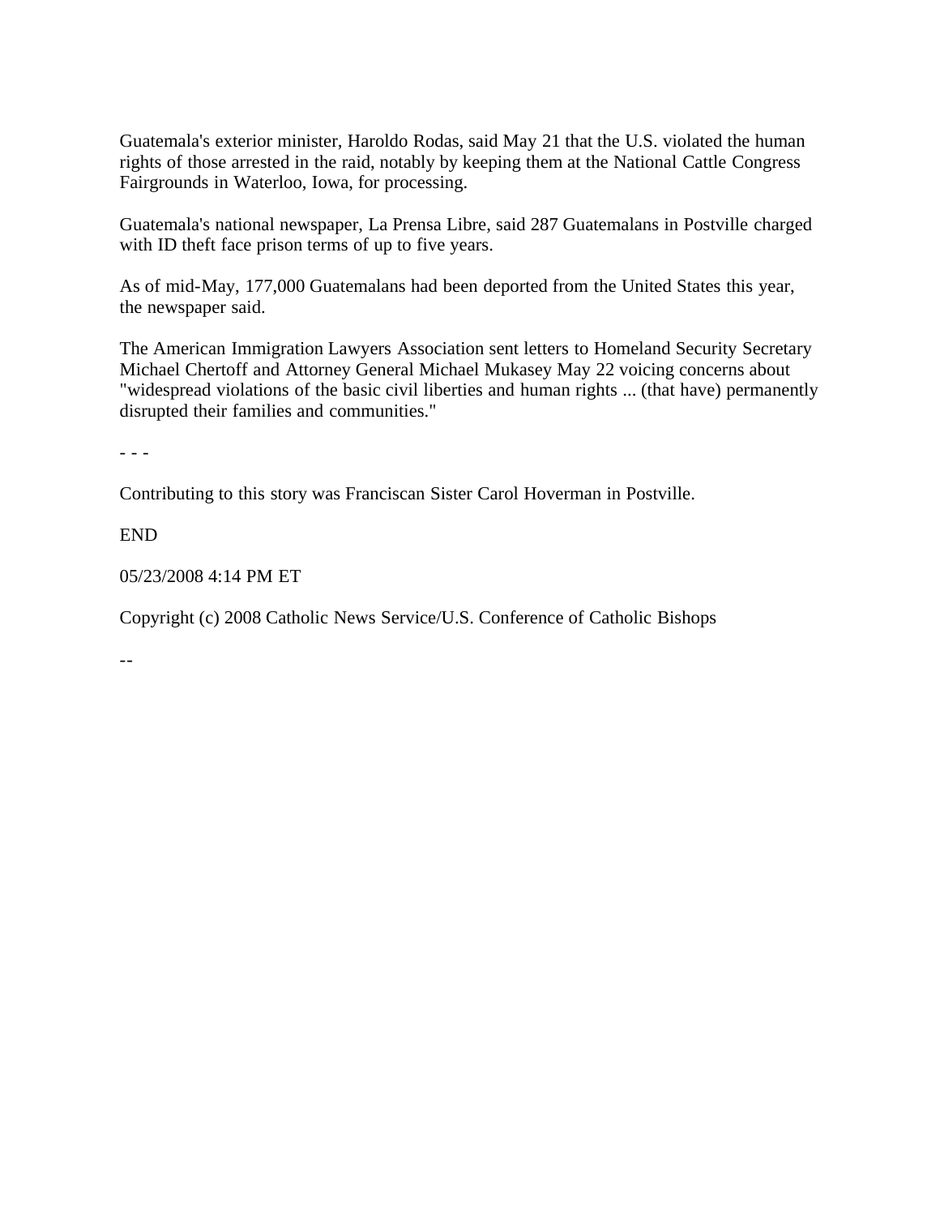Guatemala's exterior minister, Haroldo Rodas, said May 21 that the U.S. violated the human rights of those arrested in the raid, notably by keeping them at the National Cattle Congress Fairgrounds in Waterloo, Iowa, for processing.

Guatemala's national newspaper, La Prensa Libre, said 287 Guatemalans in Postville charged with ID theft face prison terms of up to five years.

As of mid-May, 177,000 Guatemalans had been deported from the United States this year, the newspaper said.

The American Immigration Lawyers Association sent letters to Homeland Security Secretary Michael Chertoff and Attorney General Michael Mukasey May 22 voicing concerns about "widespread violations of the basic civil liberties and human rights ... (that have) permanently disrupted their families and communities."

- - -

Contributing to this story was Franciscan Sister Carol Hoverman in Postville.

END

05/23/2008 4:14 PM ET

Copyright (c) 2008 Catholic News Service/U.S. Conference of Catholic Bishops

--